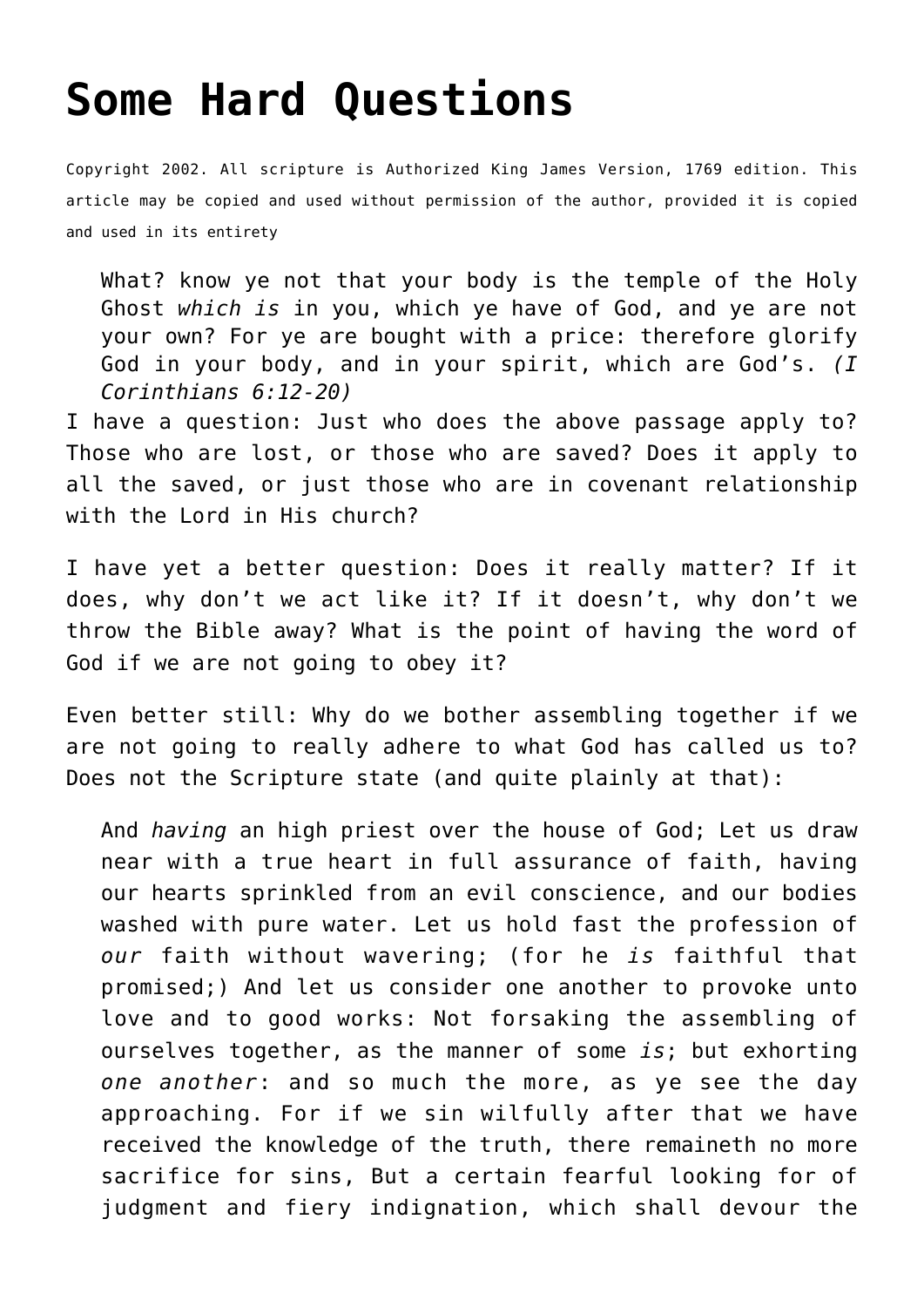# Some Hard Questions

Copyright 2002. All scripture is Authorized King James Version, 1769 edition. This article may be copied and used without permission of the author, provided it is copied and used in its entirety

> What? know ye not that your body is the temple of the Holy Ghost *which is* in you, which ye have of God, and ye are not your own? For ye are bought with a price: therefore glorify God in your body, and in your spirit, which are God's. *(I Corinthians 6:12-20)*

I have a question: Just who does the above passage apply to? Those who are lost, or those who are saved? Does it apply to all the saved, or just those who are in covenant relationship with the Lord in His church?

I have yet a better question: Does it really matter? If it does, why don't we act like it? If it doesn't, why don't we throw the Bible away? What is the point of having the word of God if we are not going to obey it?

Even better still: Why do we bother assembling together if we are not going to really adhere to what God has called us to? Does not the Scripture state (and quite plainly at that):

> And *having* an high priest over the house of God; Let us draw near with a true heart in full assurance of faith, having our hearts sprinkled from an evil conscience, and our bodies washed with pure water. Let us hold fast the profession of *our* faith without wavering; (for he *is* faithful that promised;) And let us consider one another to provoke unto love and to good works: Not forsaking the assembling of ourselves together, as the manner of some *is*; but exhorting *one another*: and so much the more, as ye see the day approaching. For if we sin wilfully after that we have received the knowledge of the truth, there remaineth no more sacrifice for sins, But a certain fearful looking for of judgment and fiery indignation, which shall devour the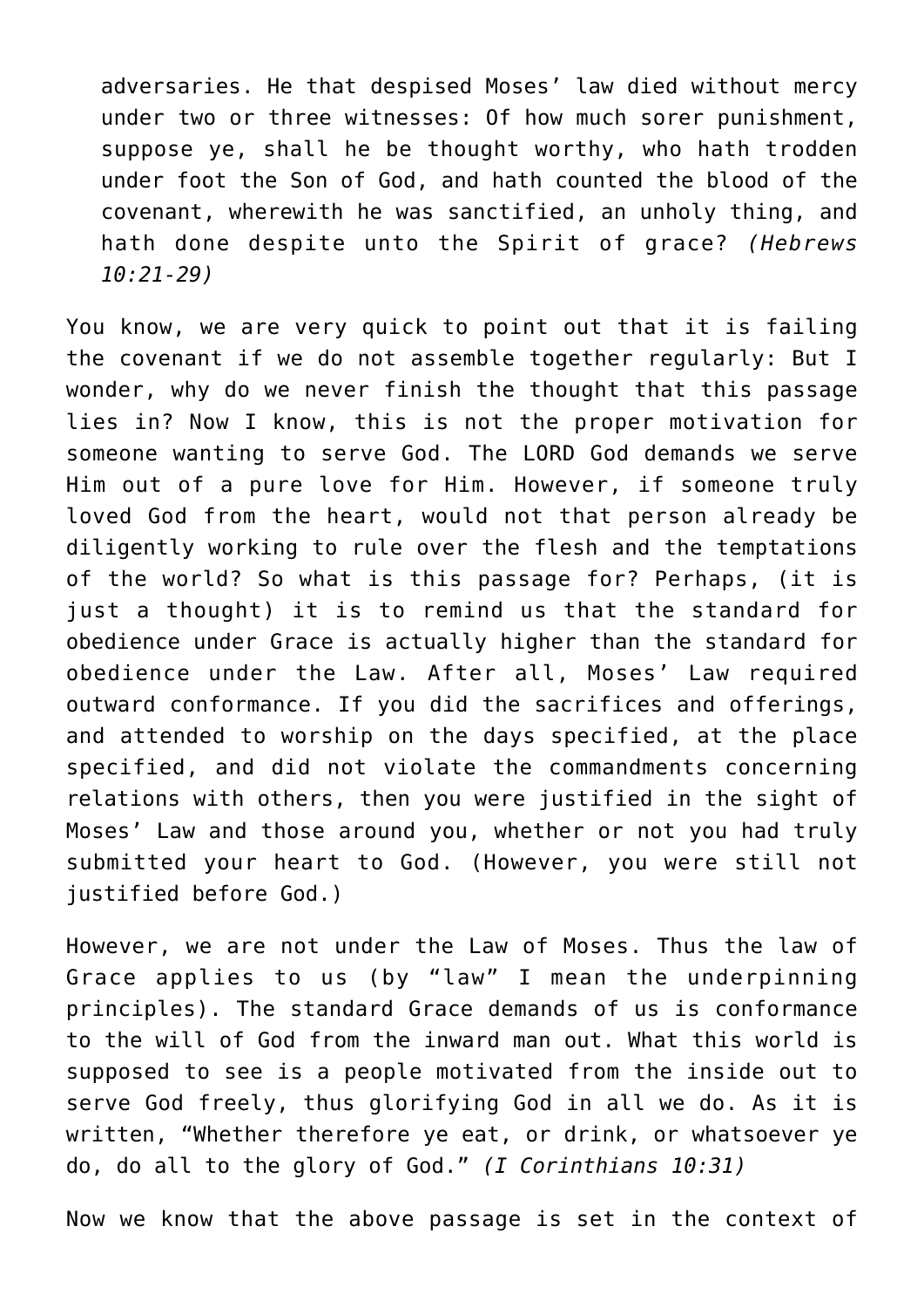> adversaries. He that despised Moses' law died without mercy under two or three witnesses: Of how much sorer punishment, suppose ye, shall he be thought worthy, who hath trodden under foot the Son of God, and hath counted the blood of the covenant, wherewith he was sanctified, an unholy thing, and hath done despite unto the Spirit of grace? *(Hebrews 10:21-29)*

You know, we are very quick to point out that it is failing the covenant if we do not assemble together regularly: But I wonder, why do we never finish the thought that this passage lies in? Now I know, this is not the proper motivation for someone wanting to serve God. The LORD God demands we serve Him out of a pure love for Him. However, if someone truly loved God from the heart, would not that person already be diligently working to rule over the flesh and the temptations of the world? So what is this passage for? Perhaps, (it is just a thought) it is to remind us that the standard for obedience under Grace is actually higher than the standard for obedience under the Law. After all, Moses' Law required outward conformance. If you did the sacrifices and offerings, and attended to worship on the days specified, at the place specified, and did not violate the commandments concerning relations with others, then you were justified in the sight of Moses' Law and those around you, whether or not you had truly submitted your heart to God. (However, you were still not justified before God.)

However, we are not under the Law of Moses. Thus the law of Grace applies to us (by "law" I mean the underpinning principles). The standard Grace demands of us is conformance to the will of God from the inward man out. What this world is supposed to see is a people motivated from the inside out to serve God freely, thus glorifying God in all we do. As it is written, "Whether therefore ye eat, or drink, or whatsoever ye do, do all to the glory of God." *(I Corinthians 10:31)*

Now we know that the above passage is set in the context of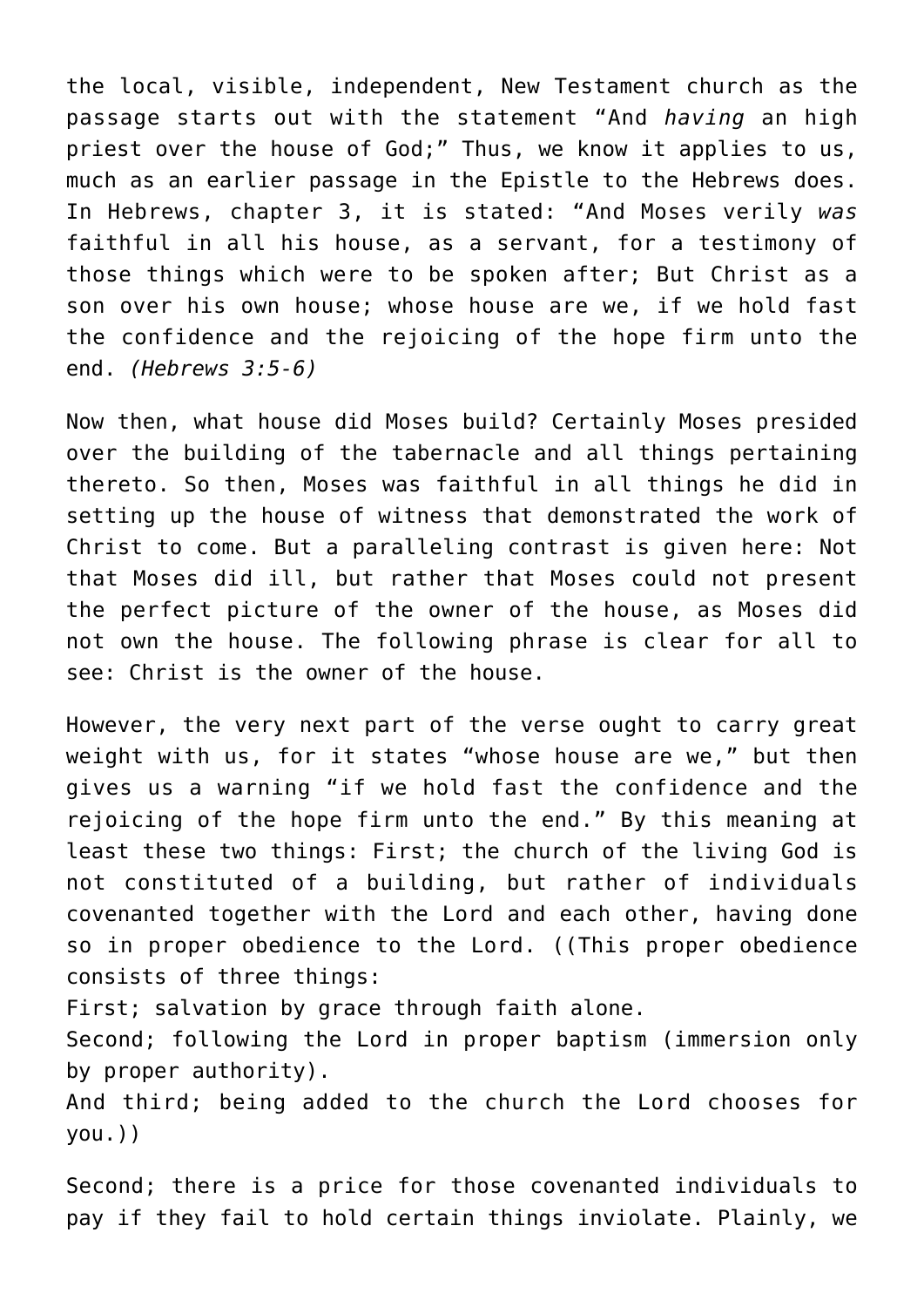the local, visible, independent, New Testament church as the passage starts out with the statement "And *having* an high priest over the house of God;" Thus, we know it applies to us, much as an earlier passage in the Epistle to the Hebrews does. In Hebrews, chapter 3, it is stated: "And Moses verily *was* faithful in all his house, as a servant, for a testimony of those things which were to be spoken after; But Christ as a son over his own house; whose house are we, if we hold fast the confidence and the rejoicing of the hope firm unto the end. *(Hebrews 3:5-6)*

Now then, what house did Moses build? Certainly Moses presided over the building of the tabernacle and all things pertaining thereto. So then, Moses was faithful in all things he did in setting up the house of witness that demonstrated the work of Christ to come. But a paralleling contrast is given here: Not that Moses did ill, but rather that Moses could not present the perfect picture of the owner of the house, as Moses did not own the house. The following phrase is clear for all to see: Christ is the owner of the house.

However, the very next part of the verse ought to carry great weight with us, for it states "whose house are we," but then gives us a warning "if we hold fast the confidence and the rejoicing of the hope firm unto the end." By this meaning at least these two things: First; the church of the living God is not constituted of a building, but rather of individuals covenanted together with the Lord and each other, having done so in proper obedience to the Lord. ((This proper obedience consists of three things:
First; salvation by grace through faith alone.
Second; following the Lord in proper baptism (immersion only by proper authority).
And third; being added to the church the Lord chooses for you.))

Second; there is a price for those covenanted individuals to pay if they fail to hold certain things inviolate. Plainly, we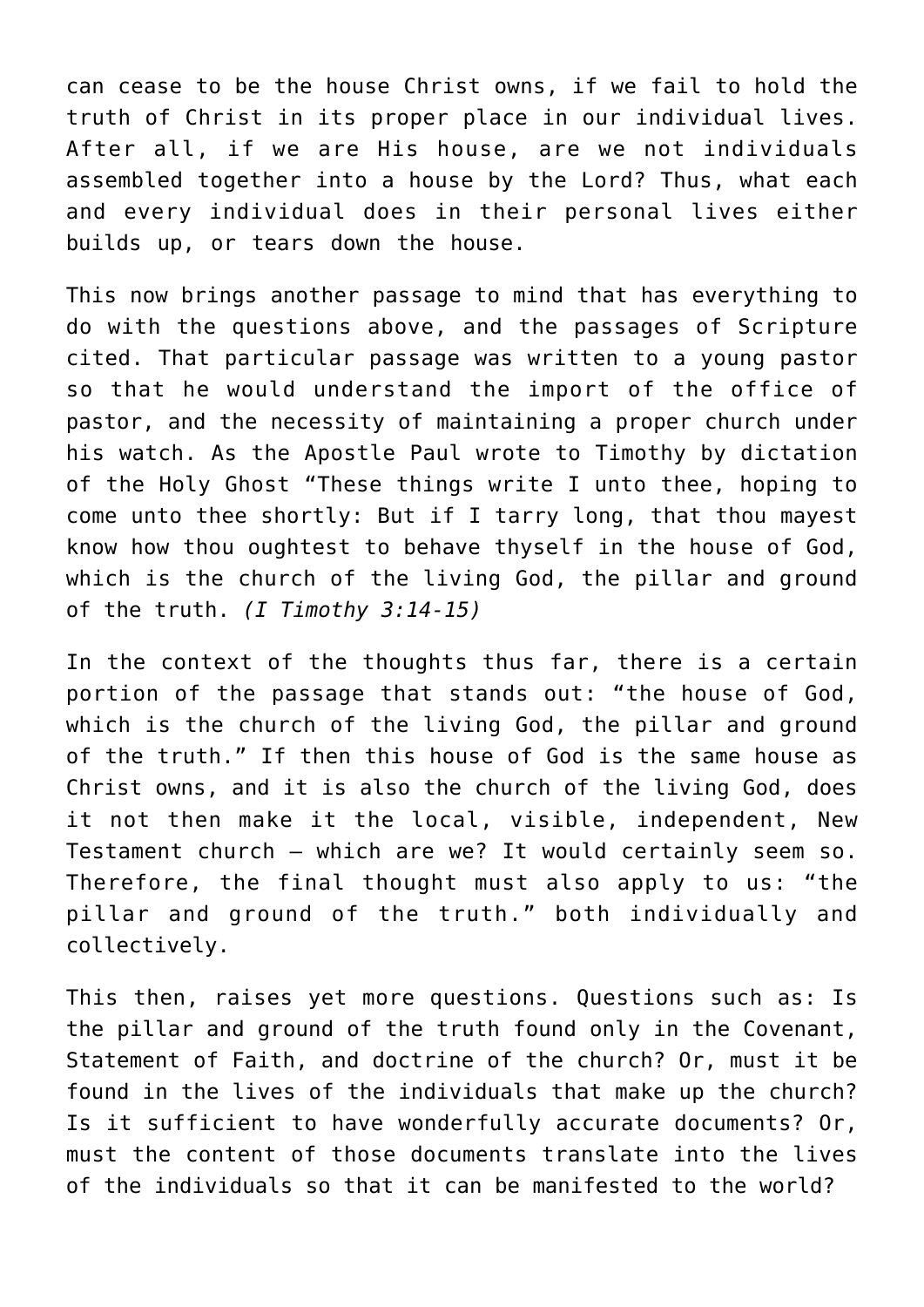can cease to be the house Christ owns, if we fail to hold the truth of Christ in its proper place in our individual lives. After all, if we are His house, are we not individuals assembled together into a house by the Lord? Thus, what each and every individual does in their personal lives either builds up, or tears down the house.

This now brings another passage to mind that has everything to do with the questions above, and the passages of Scripture cited. That particular passage was written to a young pastor so that he would understand the import of the office of pastor, and the necessity of maintaining a proper church under his watch. As the Apostle Paul wrote to Timothy by dictation of the Holy Ghost "These things write I unto thee, hoping to come unto thee shortly: But if I tarry long, that thou mayest know how thou oughtest to behave thyself in the house of God, which is the church of the living God, the pillar and ground of the truth. *(I Timothy 3:14-15)*

In the context of the thoughts thus far, there is a certain portion of the passage that stands out: "the house of God, which is the church of the living God, the pillar and ground of the truth." If then this house of God is the same house as Christ owns, and it is also the church of the living God, does it not then make it the local, visible, independent, New Testament church – which are we? It would certainly seem so. Therefore, the final thought must also apply to us: "the pillar and ground of the truth." both individually and collectively.

This then, raises yet more questions. Questions such as: Is the pillar and ground of the truth found only in the Covenant, Statement of Faith, and doctrine of the church? Or, must it be found in the lives of the individuals that make up the church? Is it sufficient to have wonderfully accurate documents? Or, must the content of those documents translate into the lives of the individuals so that it can be manifested to the world?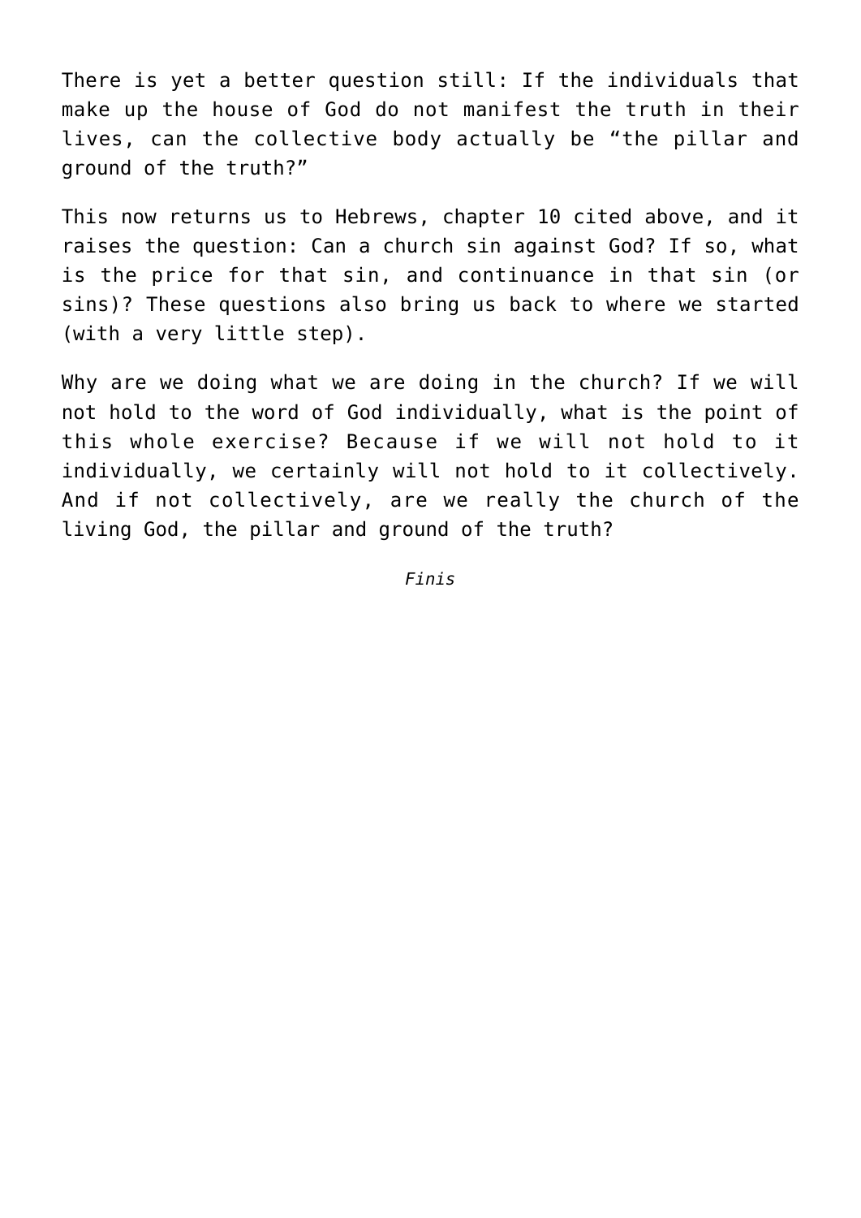There is yet a better question still: If the individuals that make up the house of God do not manifest the truth in their lives, can the collective body actually be "the pillar and ground of the truth?"

This now returns us to Hebrews, chapter 10 cited above, and it raises the question: Can a church sin against God? If so, what is the price for that sin, and continuance in that sin (or sins)? These questions also bring us back to where we started (with a very little step).

Why are we doing what we are doing in the church? If we will not hold to the word of God individually, what is the point of this whole exercise? Because if we will not hold to it individually, we certainly will not hold to it collectively. And if not collectively, are we really the church of the living God, the pillar and ground of the truth?

*Finis*